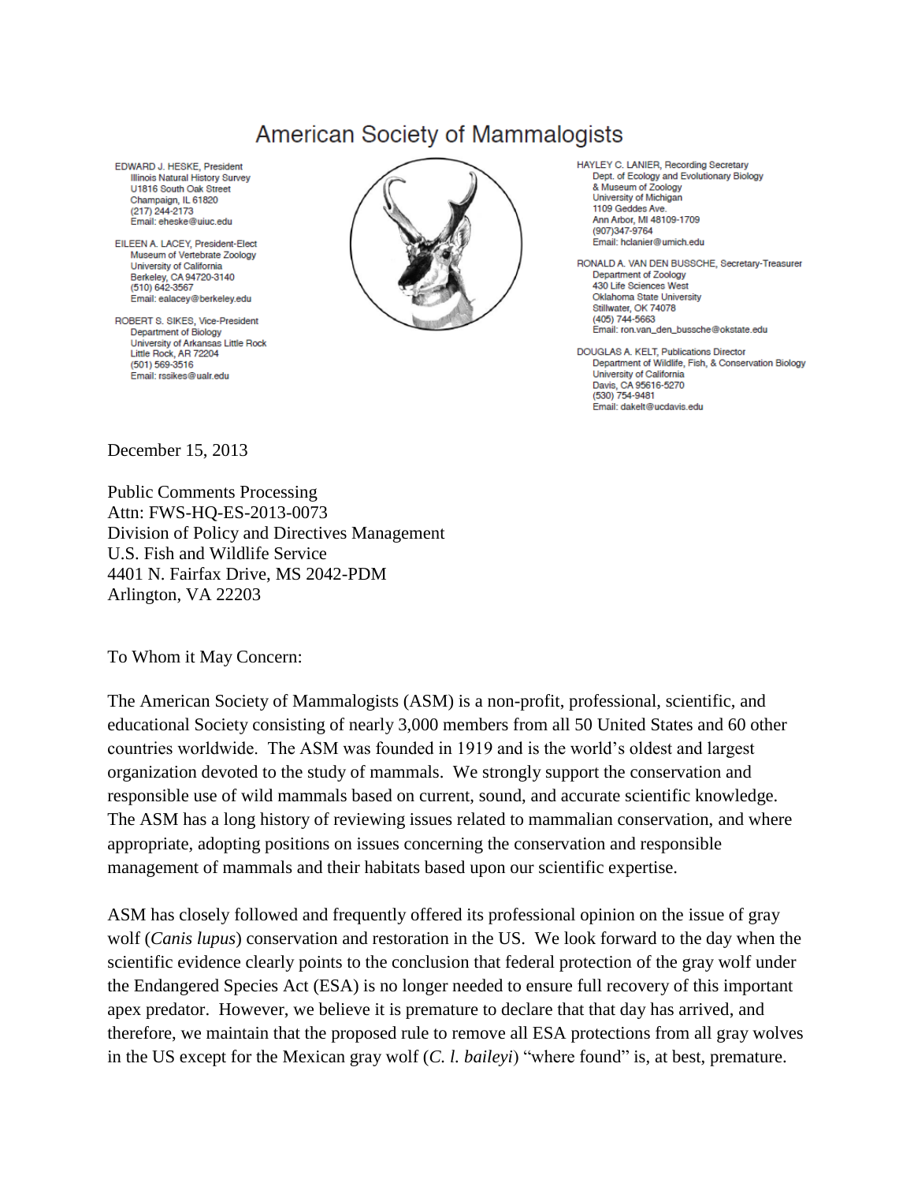# American Society of Mammalogists

EDWARD J. HESKE, President
Illinois Natural History Survey
U1816 South Oak Street
Champaign, IL 61820
(217) 244-2173
Email: eheske@uiuc.edu

EILEEN A. LACEY, President-Elect
Museum of Vertebrate Zoology
University of California
Berkeley, CA 94720-3140
(510) 642-3567
Email: ealacey@berkeley.edu

ROBERT S. SIKES, Vice-President
Department of Biology
University of Arkansas Little Rock
Little Rock, AR 72204
(501) 569-3516
Email: rssikes@ualr.edu

HAYLEY C. LANIER, Recording Secretary
Dept. of Ecology and Evolutionary Biology
& Museum of Zoology
University of Michigan
1109 Geddes Ave.
Ann Arbor, MI 48109-1709
(907)347-9764
Email: hclanier@umich.edu

RONALD A. VAN DEN BUSSCHE, Secretary-Treasurer
Department of Zoology
430 Life Sciences West
Oklahoma State University
Stillwater, OK 74078
(405) 744-5663
Email: ron.van_den_bussche@okstate.edu

DOUGLAS A. KELT, Publications Director
Department of Wildlife, Fish, & Conservation Biology
University of California
Davis, CA 95616-5270
(530) 754-9481
Email: dakelt@ucdavis.edu

December 15, 2013

Public Comments Processing
Attn: FWS-HQ-ES-2013-0073
Division of Policy and Directives Management
U.S. Fish and Wildlife Service
4401 N. Fairfax Drive, MS 2042-PDM
Arlington, VA 22203

To Whom it May Concern:

The American Society of Mammalogists (ASM) is a non-profit, professional, scientific, and educational Society consisting of nearly 3,000 members from all 50 United States and 60 other countries worldwide. The ASM was founded in 1919 and is the world's oldest and largest organization devoted to the study of mammals. We strongly support the conservation and responsible use of wild mammals based on current, sound, and accurate scientific knowledge. The ASM has a long history of reviewing issues related to mammalian conservation, and where appropriate, adopting positions on issues concerning the conservation and responsible management of mammals and their habitats based upon our scientific expertise.

ASM has closely followed and frequently offered its professional opinion on the issue of gray wolf (*Canis lupus*) conservation and restoration in the US. We look forward to the day when the scientific evidence clearly points to the conclusion that federal protection of the gray wolf under the Endangered Species Act (ESA) is no longer needed to ensure full recovery of this important apex predator. However, we believe it is premature to declare that that day has arrived, and therefore, we maintain that the proposed rule to remove all ESA protections from all gray wolves in the US except for the Mexican gray wolf (*C. l. baileyi*) "where found" is, at best, premature.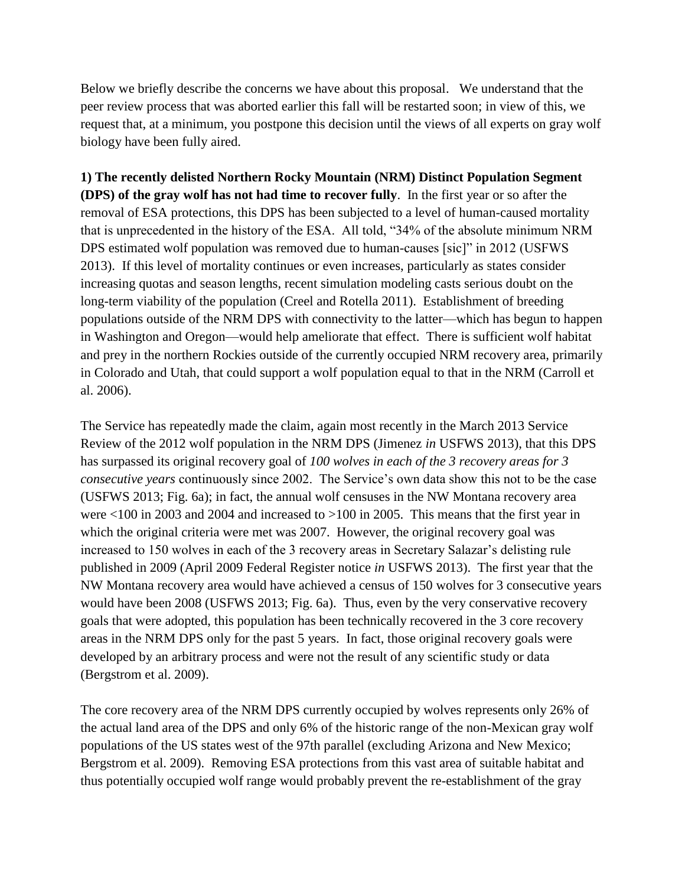Below we briefly describe the concerns we have about this proposal. We understand that the peer review process that was aborted earlier this fall will be restarted soon; in view of this, we request that, at a minimum, you postpone this decision until the views of all experts on gray wolf biology have been fully aired.

**1) The recently delisted Northern Rocky Mountain (NRM) Distinct Population Segment (DPS) of the gray wolf has not had time to recover fully**. In the first year or so after the removal of ESA protections, this DPS has been subjected to a level of human-caused mortality that is unprecedented in the history of the ESA. All told, "34% of the absolute minimum NRM DPS estimated wolf population was removed due to human-causes [sic]" in 2012 (USFWS 2013). If this level of mortality continues or even increases, particularly as states consider increasing quotas and season lengths, recent simulation modeling casts serious doubt on the long-term viability of the population (Creel and Rotella 2011). Establishment of breeding populations outside of the NRM DPS with connectivity to the latter—which has begun to happen in Washington and Oregon—would help ameliorate that effect. There is sufficient wolf habitat and prey in the northern Rockies outside of the currently occupied NRM recovery area, primarily in Colorado and Utah, that could support a wolf population equal to that in the NRM (Carroll et al. 2006).

The Service has repeatedly made the claim, again most recently in the March 2013 Service Review of the 2012 wolf population in the NRM DPS (Jimenez *in* USFWS 2013), that this DPS has surpassed its original recovery goal of *100 wolves in each of the 3 recovery areas for 3 consecutive years* continuously since 2002. The Service's own data show this not to be the case (USFWS 2013; Fig. 6a); in fact, the annual wolf censuses in the NW Montana recovery area were <100 in 2003 and 2004 and increased to >100 in 2005. This means that the first year in which the original criteria were met was 2007. However, the original recovery goal was increased to 150 wolves in each of the 3 recovery areas in Secretary Salazar's delisting rule published in 2009 (April 2009 Federal Register notice *in* USFWS 2013). The first year that the NW Montana recovery area would have achieved a census of 150 wolves for 3 consecutive years would have been 2008 (USFWS 2013; Fig. 6a). Thus, even by the very conservative recovery goals that were adopted, this population has been technically recovered in the 3 core recovery areas in the NRM DPS only for the past 5 years. In fact, those original recovery goals were developed by an arbitrary process and were not the result of any scientific study or data (Bergstrom et al. 2009).

The core recovery area of the NRM DPS currently occupied by wolves represents only 26% of the actual land area of the DPS and only 6% of the historic range of the non-Mexican gray wolf populations of the US states west of the 97th parallel (excluding Arizona and New Mexico; Bergstrom et al. 2009). Removing ESA protections from this vast area of suitable habitat and thus potentially occupied wolf range would probably prevent the re-establishment of the gray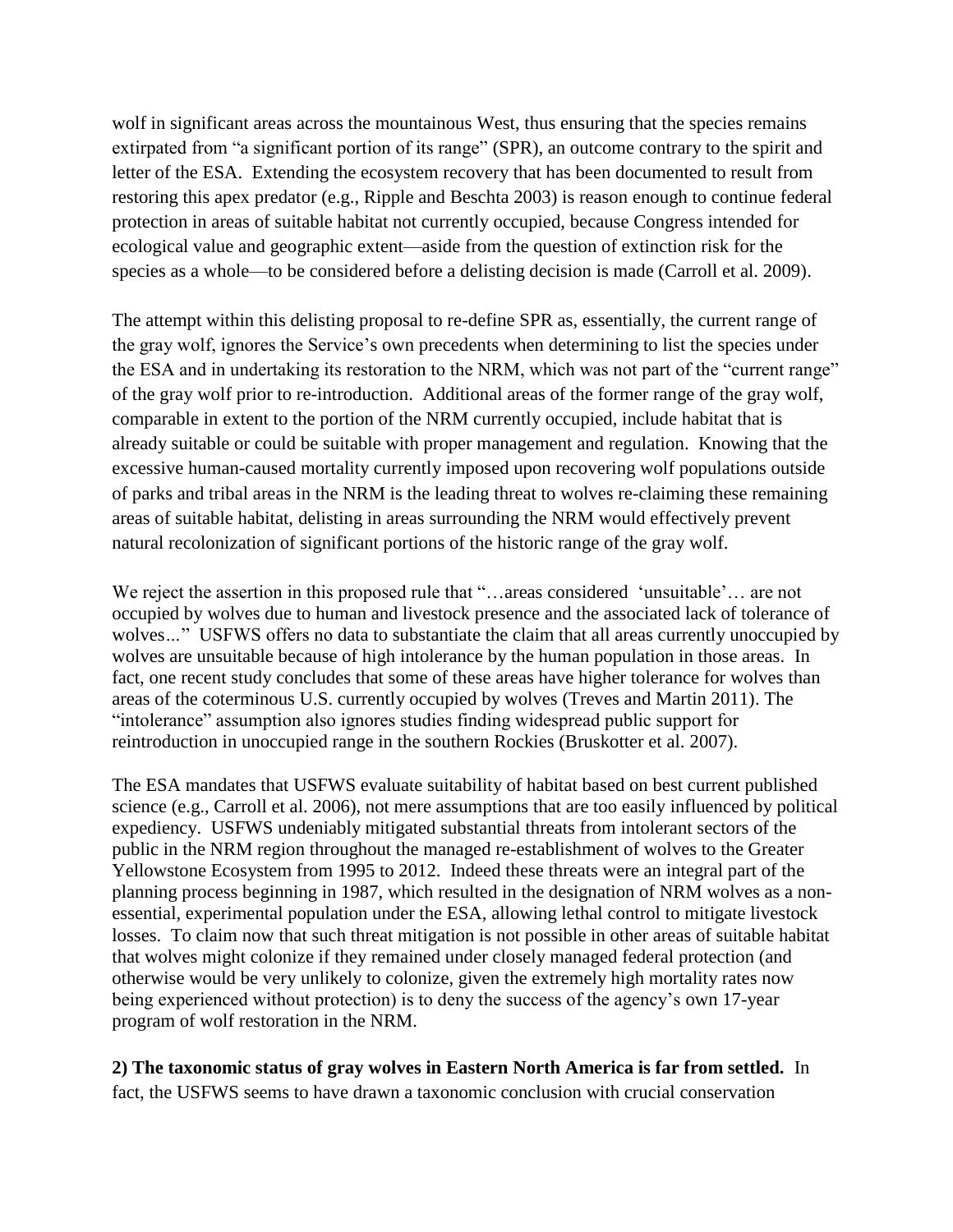wolf in significant areas across the mountainous West, thus ensuring that the species remains extirpated from "a significant portion of its range" (SPR), an outcome contrary to the spirit and letter of the ESA. Extending the ecosystem recovery that has been documented to result from restoring this apex predator (e.g., Ripple and Beschta 2003) is reason enough to continue federal protection in areas of suitable habitat not currently occupied, because Congress intended for ecological value and geographic extent—aside from the question of extinction risk for the species as a whole—to be considered before a delisting decision is made (Carroll et al. 2009).

The attempt within this delisting proposal to re-define SPR as, essentially, the current range of the gray wolf, ignores the Service's own precedents when determining to list the species under the ESA and in undertaking its restoration to the NRM, which was not part of the "current range" of the gray wolf prior to re-introduction. Additional areas of the former range of the gray wolf, comparable in extent to the portion of the NRM currently occupied, include habitat that is already suitable or could be suitable with proper management and regulation. Knowing that the excessive human-caused mortality currently imposed upon recovering wolf populations outside of parks and tribal areas in the NRM is the leading threat to wolves re-claiming these remaining areas of suitable habitat, delisting in areas surrounding the NRM would effectively prevent natural recolonization of significant portions of the historic range of the gray wolf.

We reject the assertion in this proposed rule that "…areas considered 'unsuitable'… are not occupied by wolves due to human and livestock presence and the associated lack of tolerance of wolves..." USFWS offers no data to substantiate the claim that all areas currently unoccupied by wolves are unsuitable because of high intolerance by the human population in those areas. In fact, one recent study concludes that some of these areas have higher tolerance for wolves than areas of the coterminous U.S. currently occupied by wolves (Treves and Martin 2011). The "intolerance" assumption also ignores studies finding widespread public support for reintroduction in unoccupied range in the southern Rockies (Bruskotter et al. 2007).

The ESA mandates that USFWS evaluate suitability of habitat based on best current published science (e.g., Carroll et al. 2006), not mere assumptions that are too easily influenced by political expediency. USFWS undeniably mitigated substantial threats from intolerant sectors of the public in the NRM region throughout the managed re-establishment of wolves to the Greater Yellowstone Ecosystem from 1995 to 2012. Indeed these threats were an integral part of the planning process beginning in 1987, which resulted in the designation of NRM wolves as a non-essential, experimental population under the ESA, allowing lethal control to mitigate livestock losses. To claim now that such threat mitigation is not possible in other areas of suitable habitat that wolves might colonize if they remained under closely managed federal protection (and otherwise would be very unlikely to colonize, given the extremely high mortality rates now being experienced without protection) is to deny the success of the agency's own 17-year program of wolf restoration in the NRM.

**2) The taxonomic status of gray wolves in Eastern North America is far from settled.** In fact, the USFWS seems to have drawn a taxonomic conclusion with crucial conservation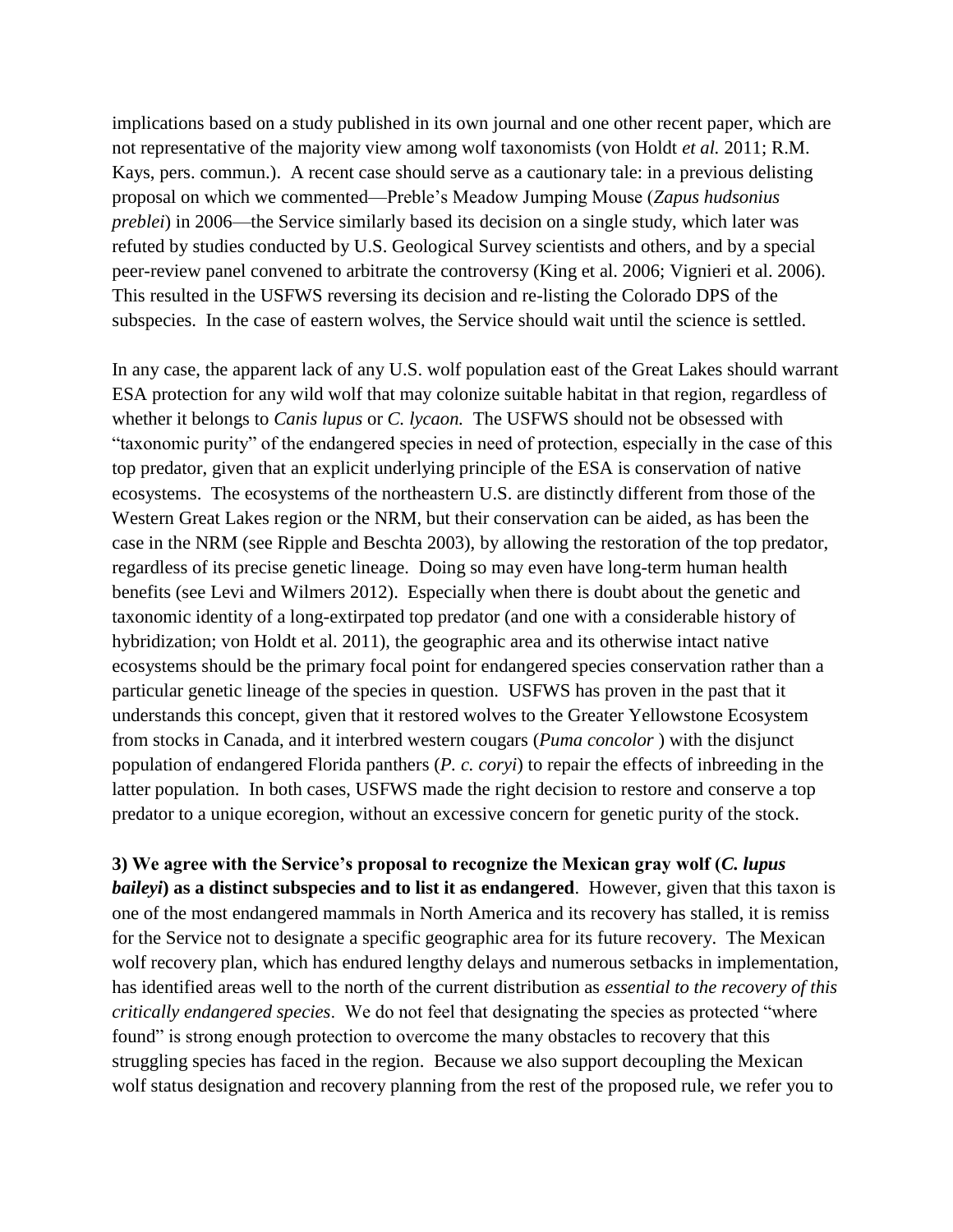implications based on a study published in its own journal and one other recent paper, which are not representative of the majority view among wolf taxonomists (von Holdt *et al.* 2011; R.M. Kays, pers. commun.). A recent case should serve as a cautionary tale: in a previous delisting proposal on which we commented—Preble's Meadow Jumping Mouse (*Zapus hudsonius preblei*) in 2006—the Service similarly based its decision on a single study, which later was refuted by studies conducted by U.S. Geological Survey scientists and others, and by a special peer-review panel convened to arbitrate the controversy (King et al. 2006; Vignieri et al. 2006). This resulted in the USFWS reversing its decision and re-listing the Colorado DPS of the subspecies. In the case of eastern wolves, the Service should wait until the science is settled.

In any case, the apparent lack of any U.S. wolf population east of the Great Lakes should warrant ESA protection for any wild wolf that may colonize suitable habitat in that region, regardless of whether it belongs to *Canis lupus* or *C. lycaon.* The USFWS should not be obsessed with "taxonomic purity" of the endangered species in need of protection, especially in the case of this top predator, given that an explicit underlying principle of the ESA is conservation of native ecosystems. The ecosystems of the northeastern U.S. are distinctly different from those of the Western Great Lakes region or the NRM, but their conservation can be aided, as has been the case in the NRM (see Ripple and Beschta 2003), by allowing the restoration of the top predator, regardless of its precise genetic lineage. Doing so may even have long-term human health benefits (see Levi and Wilmers 2012). Especially when there is doubt about the genetic and taxonomic identity of a long-extirpated top predator (and one with a considerable history of hybridization; von Holdt et al. 2011), the geographic area and its otherwise intact native ecosystems should be the primary focal point for endangered species conservation rather than a particular genetic lineage of the species in question. USFWS has proven in the past that it understands this concept, given that it restored wolves to the Greater Yellowstone Ecosystem from stocks in Canada, and it interbred western cougars (*Puma concolor* ) with the disjunct population of endangered Florida panthers (*P. c. coryi*) to repair the effects of inbreeding in the latter population. In both cases, USFWS made the right decision to restore and conserve a top predator to a unique ecoregion, without an excessive concern for genetic purity of the stock.

**3) We agree with the Service's proposal to recognize the Mexican gray wolf (*C. lupus baileyi*) as a distinct subspecies and to list it as endangered**. However, given that this taxon is one of the most endangered mammals in North America and its recovery has stalled, it is remiss for the Service not to designate a specific geographic area for its future recovery. The Mexican wolf recovery plan, which has endured lengthy delays and numerous setbacks in implementation, has identified areas well to the north of the current distribution as *essential to the recovery of this critically endangered species*. We do not feel that designating the species as protected "where found" is strong enough protection to overcome the many obstacles to recovery that this struggling species has faced in the region. Because we also support decoupling the Mexican wolf status designation and recovery planning from the rest of the proposed rule, we refer you to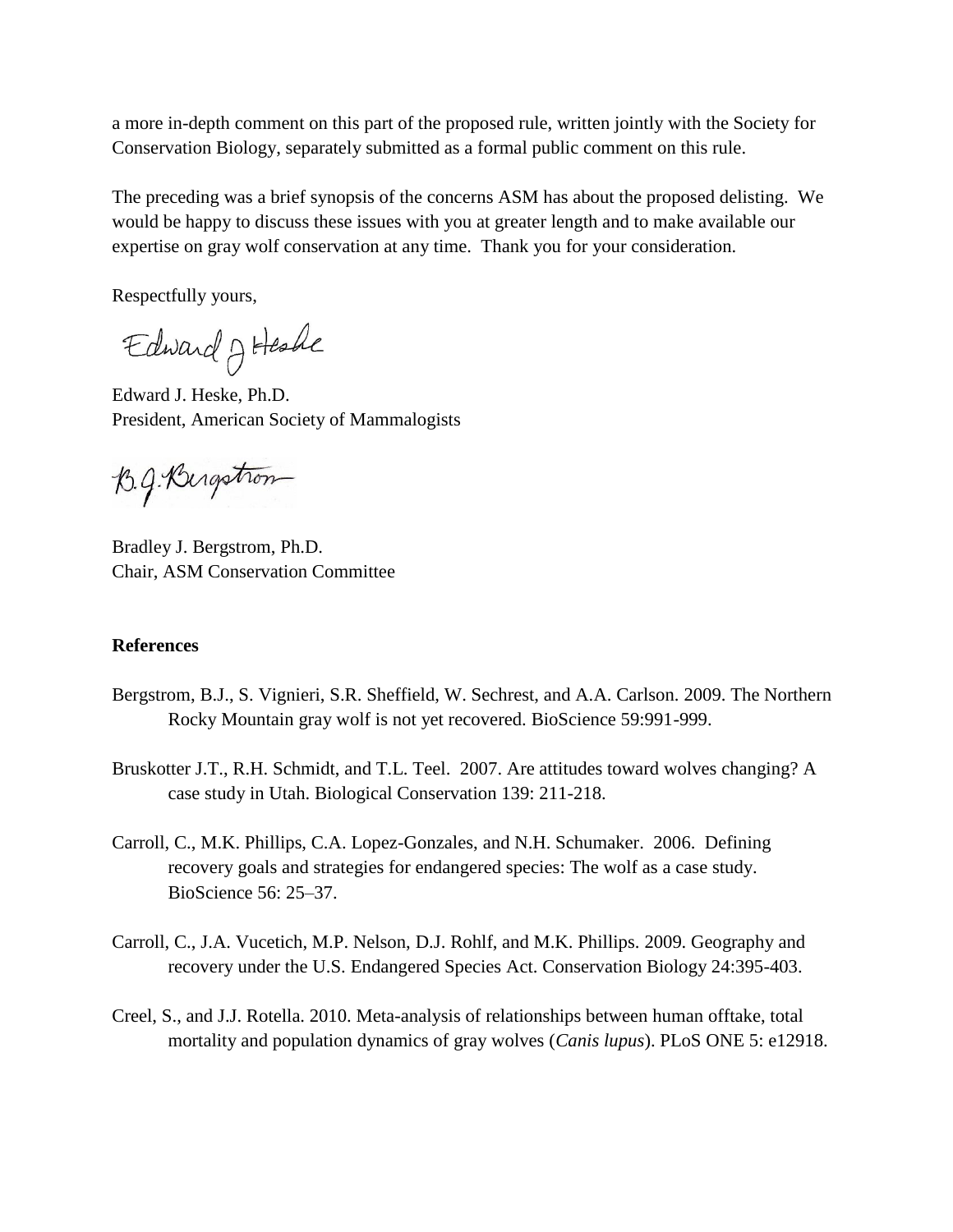a more in-depth comment on this part of the proposed rule, written jointly with the Society for Conservation Biology, separately submitted as a formal public comment on this rule.

The preceding was a brief synopsis of the concerns ASM has about the proposed delisting. We would be happy to discuss these issues with you at greater length and to make available our expertise on gray wolf conservation at any time. Thank you for your consideration.

Respectfully yours,

Edward J. Heske

Edward J. Heske, Ph.D.
President, American Society of Mammalogists

B.J. Bergstrom

Bradley J. Bergstrom, Ph.D.
Chair, ASM Conservation Committee

**References**

Bergstrom, B.J., S. Vignieri, S.R. Sheffield, W. Sechrest, and A.A. Carlson. 2009. The Northern Rocky Mountain gray wolf is not yet recovered. BioScience 59:991-999.

Bruskotter J.T., R.H. Schmidt, and T.L. Teel. 2007. Are attitudes toward wolves changing? A case study in Utah. Biological Conservation 139: 211-218.

Carroll, C., M.K. Phillips, C.A. Lopez-Gonzales, and N.H. Schumaker. 2006. Defining recovery goals and strategies for endangered species: The wolf as a case study. BioScience 56: 25–37.

Carroll, C., J.A. Vucetich, M.P. Nelson, D.J. Rohlf, and M.K. Phillips. 2009. Geography and recovery under the U.S. Endangered Species Act. Conservation Biology 24:395-403.

Creel, S., and J.J. Rotella. 2010. Meta-analysis of relationships between human offtake, total mortality and population dynamics of gray wolves (*Canis lupus*). PLoS ONE 5: e12918.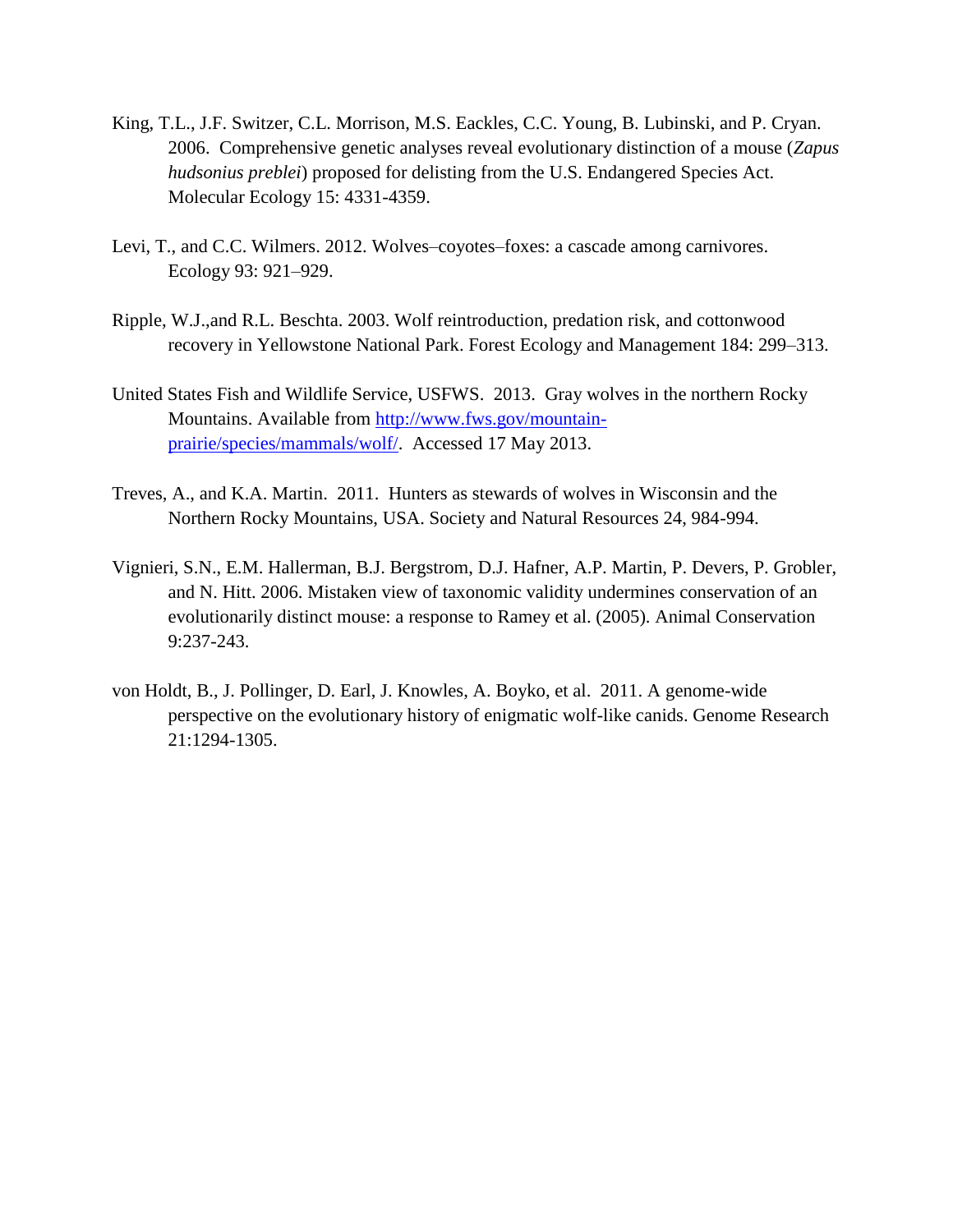King, T.L., J.F. Switzer, C.L. Morrison, M.S. Eackles, C.C. Young, B. Lubinski, and P. Cryan. 2006. Comprehensive genetic analyses reveal evolutionary distinction of a mouse (*Zapus hudsonius preblei*) proposed for delisting from the U.S. Endangered Species Act. Molecular Ecology 15: 4331-4359.

Levi, T., and C.C. Wilmers. 2012. Wolves–coyotes–foxes: a cascade among carnivores. Ecology 93: 921–929.

Ripple, W.J.,and R.L. Beschta. 2003. Wolf reintroduction, predation risk, and cottonwood recovery in Yellowstone National Park. Forest Ecology and Management 184: 299–313.

United States Fish and Wildlife Service, USFWS. 2013. Gray wolves in the northern Rocky Mountains. Available from [http://www.fws.gov/mountain-prairie/species/mammals/wolf/](http://www.fws.gov/mountain-prairie/species/mammals/wolf/). Accessed 17 May 2013.

Treves, A., and K.A. Martin. 2011. Hunters as stewards of wolves in Wisconsin and the Northern Rocky Mountains, USA. Society and Natural Resources 24, 984-994.

Vignieri, S.N., E.M. Hallerman, B.J. Bergstrom, D.J. Hafner, A.P. Martin, P. Devers, P. Grobler, and N. Hitt. 2006. Mistaken view of taxonomic validity undermines conservation of an evolutionarily distinct mouse: a response to Ramey et al. (2005). Animal Conservation 9:237-243.

von Holdt, B., J. Pollinger, D. Earl, J. Knowles, A. Boyko, et al. 2011. A genome-wide perspective on the evolutionary history of enigmatic wolf-like canids. Genome Research 21:1294-1305.